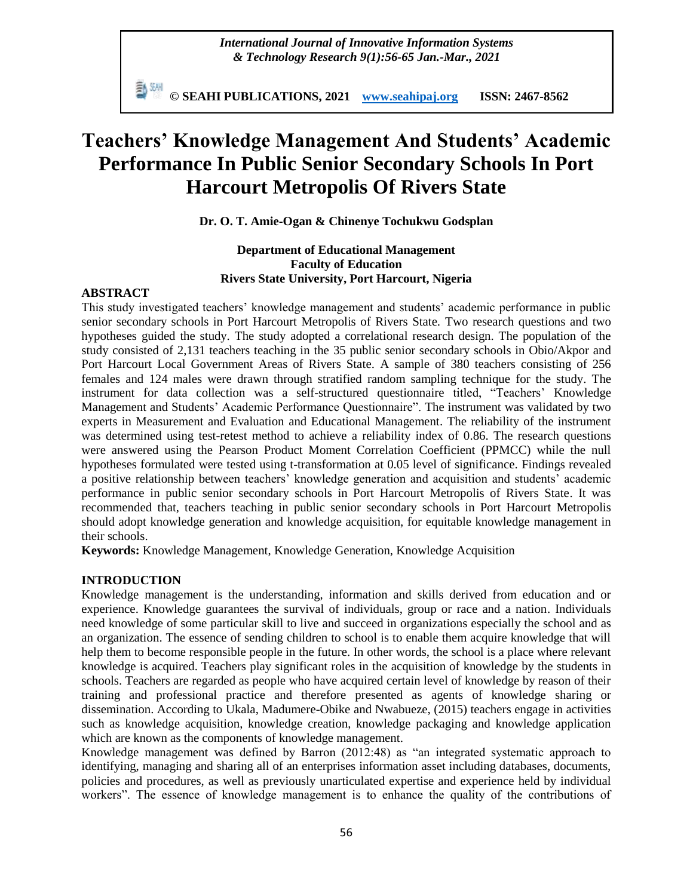# Teachers' Knowledge Management And Students' Academic Performance In Public Senior Secondary Schools In Port Harcourt Metropolis Of Rivers State

**Dr. O. T. Amie-Ogan & Chinenye Tochukwu Godsplan**

**Department of Educational Management**
**Faculty of Education**
**Rivers State University, Port Harcourt, Nigeria**

## ABSTRACT

This study investigated teachers' knowledge management and students' academic performance in public senior secondary schools in Port Harcourt Metropolis of Rivers State. Two research questions and two hypotheses guided the study. The study adopted a correlational research design. The population of the study consisted of 2,131 teachers teaching in the 35 public senior secondary schools in Obio/Akpor and Port Harcourt Local Government Areas of Rivers State. A sample of 380 teachers consisting of 256 females and 124 males were drawn through stratified random sampling technique for the study. The instrument for data collection was a self-structured questionnaire titled, "Teachers' Knowledge Management and Students' Academic Performance Questionnaire". The instrument was validated by two experts in Measurement and Evaluation and Educational Management. The reliability of the instrument was determined using test-retest method to achieve a reliability index of 0.86. The research questions were answered using the Pearson Product Moment Correlation Coefficient (PPMCC) while the null hypotheses formulated were tested using t-transformation at 0.05 level of significance. Findings revealed a positive relationship between teachers' knowledge generation and acquisition and students' academic performance in public senior secondary schools in Port Harcourt Metropolis of Rivers State. It was recommended that, teachers teaching in public senior secondary schools in Port Harcourt Metropolis should adopt knowledge generation and knowledge acquisition, for equitable knowledge management in their schools.

**Keywords:** Knowledge Management, Knowledge Generation, Knowledge Acquisition

## INTRODUCTION

Knowledge management is the understanding, information and skills derived from education and or experience. Knowledge guarantees the survival of individuals, group or race and a nation. Individuals need knowledge of some particular skill to live and succeed in organizations especially the school and as an organization. The essence of sending children to school is to enable them acquire knowledge that will help them to become responsible people in the future. In other words, the school is a place where relevant knowledge is acquired. Teachers play significant roles in the acquisition of knowledge by the students in schools. Teachers are regarded as people who have acquired certain level of knowledge by reason of their training and professional practice and therefore presented as agents of knowledge sharing or dissemination. According to Ukala, Madumere-Obike and Nwabueze, (2015) teachers engage in activities such as knowledge acquisition, knowledge creation, knowledge packaging and knowledge application which are known as the components of knowledge management.

Knowledge management was defined by Barron (2012:48) as "an integrated systematic approach to identifying, managing and sharing all of an enterprises information asset including databases, documents, policies and procedures, as well as previously unarticulated expertise and experience held by individual workers". The essence of knowledge management is to enhance the quality of the contributions of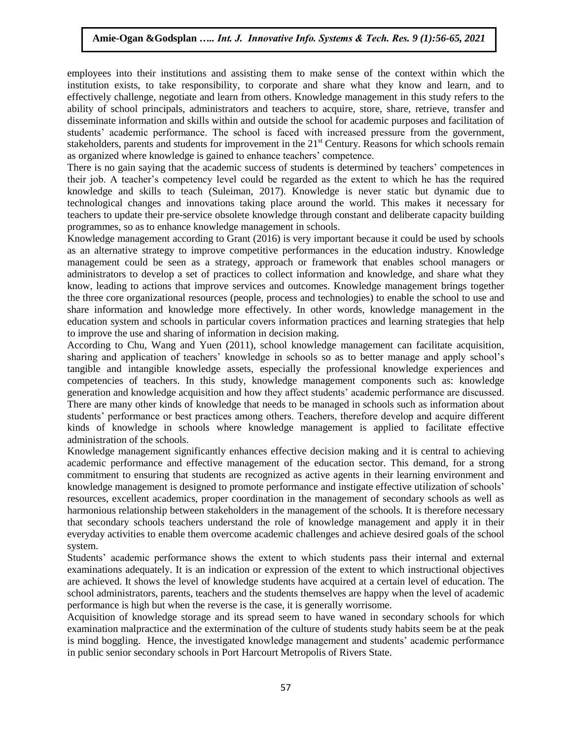employees into their institutions and assisting them to make sense of the context within which the institution exists, to take responsibility, to corporate and share what they know and learn, and to effectively challenge, negotiate and learn from others. Knowledge management in this study refers to the ability of school principals, administrators and teachers to acquire, store, share, retrieve, transfer and disseminate information and skills within and outside the school for academic purposes and facilitation of students' academic performance. The school is faced with increased pressure from the government, stakeholders, parents and students for improvement in the 21st Century. Reasons for which schools remain as organized where knowledge is gained to enhance teachers' competence.

There is no gain saying that the academic success of students is determined by teachers' competences in their job. A teacher's competency level could be regarded as the extent to which he has the required knowledge and skills to teach (Suleiman, 2017). Knowledge is never static but dynamic due to technological changes and innovations taking place around the world. This makes it necessary for teachers to update their pre-service obsolete knowledge through constant and deliberate capacity building programmes, so as to enhance knowledge management in schools.

Knowledge management according to Grant (2016) is very important because it could be used by schools as an alternative strategy to improve competitive performances in the education industry. Knowledge management could be seen as a strategy, approach or framework that enables school managers or administrators to develop a set of practices to collect information and knowledge, and share what they know, leading to actions that improve services and outcomes. Knowledge management brings together the three core organizational resources (people, process and technologies) to enable the school to use and share information and knowledge more effectively. In other words, knowledge management in the education system and schools in particular covers information practices and learning strategies that help to improve the use and sharing of information in decision making.

According to Chu, Wang and Yuen (2011), school knowledge management can facilitate acquisition, sharing and application of teachers' knowledge in schools so as to better manage and apply school's tangible and intangible knowledge assets, especially the professional knowledge experiences and competencies of teachers. In this study, knowledge management components such as: knowledge generation and knowledge acquisition and how they affect students' academic performance are discussed. There are many other kinds of knowledge that needs to be managed in schools such as information about students' performance or best practices among others. Teachers, therefore develop and acquire different kinds of knowledge in schools where knowledge management is applied to facilitate effective administration of the schools.

Knowledge management significantly enhances effective decision making and it is central to achieving academic performance and effective management of the education sector. This demand, for a strong commitment to ensuring that students are recognized as active agents in their learning environment and knowledge management is designed to promote performance and instigate effective utilization of schools' resources, excellent academics, proper coordination in the management of secondary schools as well as harmonious relationship between stakeholders in the management of the schools. It is therefore necessary that secondary schools teachers understand the role of knowledge management and apply it in their everyday activities to enable them overcome academic challenges and achieve desired goals of the school system.

Students' academic performance shows the extent to which students pass their internal and external examinations adequately. It is an indication or expression of the extent to which instructional objectives are achieved. It shows the level of knowledge students have acquired at a certain level of education. The school administrators, parents, teachers and the students themselves are happy when the level of academic performance is high but when the reverse is the case, it is generally worrisome.

Acquisition of knowledge storage and its spread seem to have waned in secondary schools for which examination malpractice and the extermination of the culture of students study habits seem be at the peak is mind boggling. Hence, the investigated knowledge management and students' academic performance in public senior secondary schools in Port Harcourt Metropolis of Rivers State.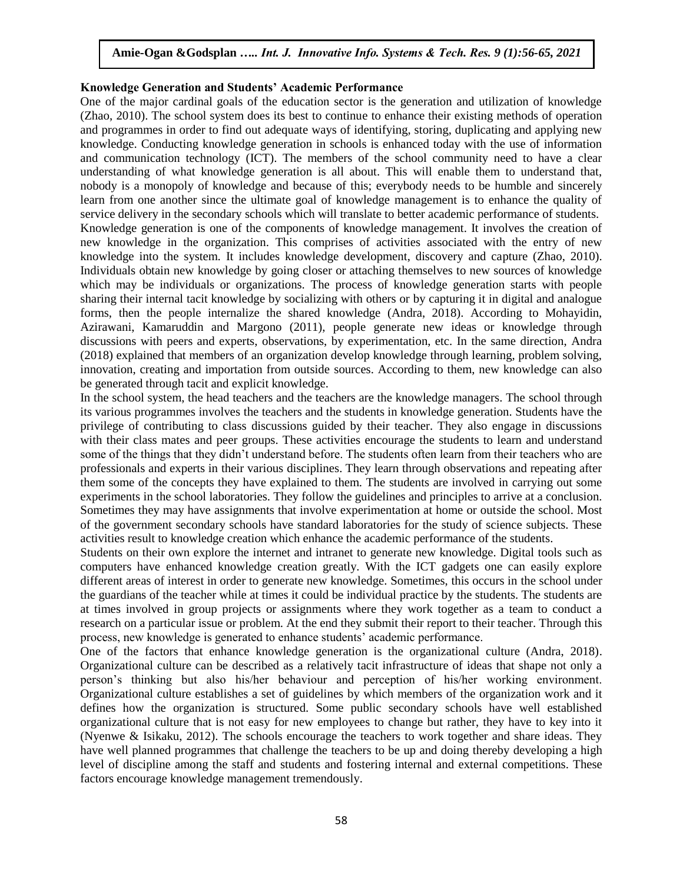### Knowledge Generation and Students' Academic Performance

One of the major cardinal goals of the education sector is the generation and utilization of knowledge (Zhao, 2010). The school system does its best to continue to enhance their existing methods of operation and programmes in order to find out adequate ways of identifying, storing, duplicating and applying new knowledge. Conducting knowledge generation in schools is enhanced today with the use of information and communication technology (ICT). The members of the school community need to have a clear understanding of what knowledge generation is all about. This will enable them to understand that, nobody is a monopoly of knowledge and because of this; everybody needs to be humble and sincerely learn from one another since the ultimate goal of knowledge management is to enhance the quality of service delivery in the secondary schools which will translate to better academic performance of students.

Knowledge generation is one of the components of knowledge management. It involves the creation of new knowledge in the organization. This comprises of activities associated with the entry of new knowledge into the system. It includes knowledge development, discovery and capture (Zhao, 2010). Individuals obtain new knowledge by going closer or attaching themselves to new sources of knowledge which may be individuals or organizations. The process of knowledge generation starts with people sharing their internal tacit knowledge by socializing with others or by capturing it in digital and analogue forms, then the people internalize the shared knowledge (Andra, 2018). According to Mohayidin, Azirawani, Kamaruddin and Margono (2011), people generate new ideas or knowledge through discussions with peers and experts, observations, by experimentation, etc. In the same direction, Andra (2018) explained that members of an organization develop knowledge through learning, problem solving, innovation, creating and importation from outside sources. According to them, new knowledge can also be generated through tacit and explicit knowledge.

In the school system, the head teachers and the teachers are the knowledge managers. The school through its various programmes involves the teachers and the students in knowledge generation. Students have the privilege of contributing to class discussions guided by their teacher. They also engage in discussions with their class mates and peer groups. These activities encourage the students to learn and understand some of the things that they didn't understand before. The students often learn from their teachers who are professionals and experts in their various disciplines. They learn through observations and repeating after them some of the concepts they have explained to them. The students are involved in carrying out some experiments in the school laboratories. They follow the guidelines and principles to arrive at a conclusion. Sometimes they may have assignments that involve experimentation at home or outside the school. Most of the government secondary schools have standard laboratories for the study of science subjects. These activities result to knowledge creation which enhance the academic performance of the students.

Students on their own explore the internet and intranet to generate new knowledge. Digital tools such as computers have enhanced knowledge creation greatly. With the ICT gadgets one can easily explore different areas of interest in order to generate new knowledge. Sometimes, this occurs in the school under the guardians of the teacher while at times it could be individual practice by the students. The students are at times involved in group projects or assignments where they work together as a team to conduct a research on a particular issue or problem. At the end they submit their report to their teacher. Through this process, new knowledge is generated to enhance students' academic performance.

One of the factors that enhance knowledge generation is the organizational culture (Andra, 2018). Organizational culture can be described as a relatively tacit infrastructure of ideas that shape not only a person's thinking but also his/her behaviour and perception of his/her working environment. Organizational culture establishes a set of guidelines by which members of the organization work and it defines how the organization is structured. Some public secondary schools have well established organizational culture that is not easy for new employees to change but rather, they have to key into it (Nyenwe & Isikaku, 2012). The schools encourage the teachers to work together and share ideas. They have well planned programmes that challenge the teachers to be up and doing thereby developing a high level of discipline among the staff and students and fostering internal and external competitions. These factors encourage knowledge management tremendously.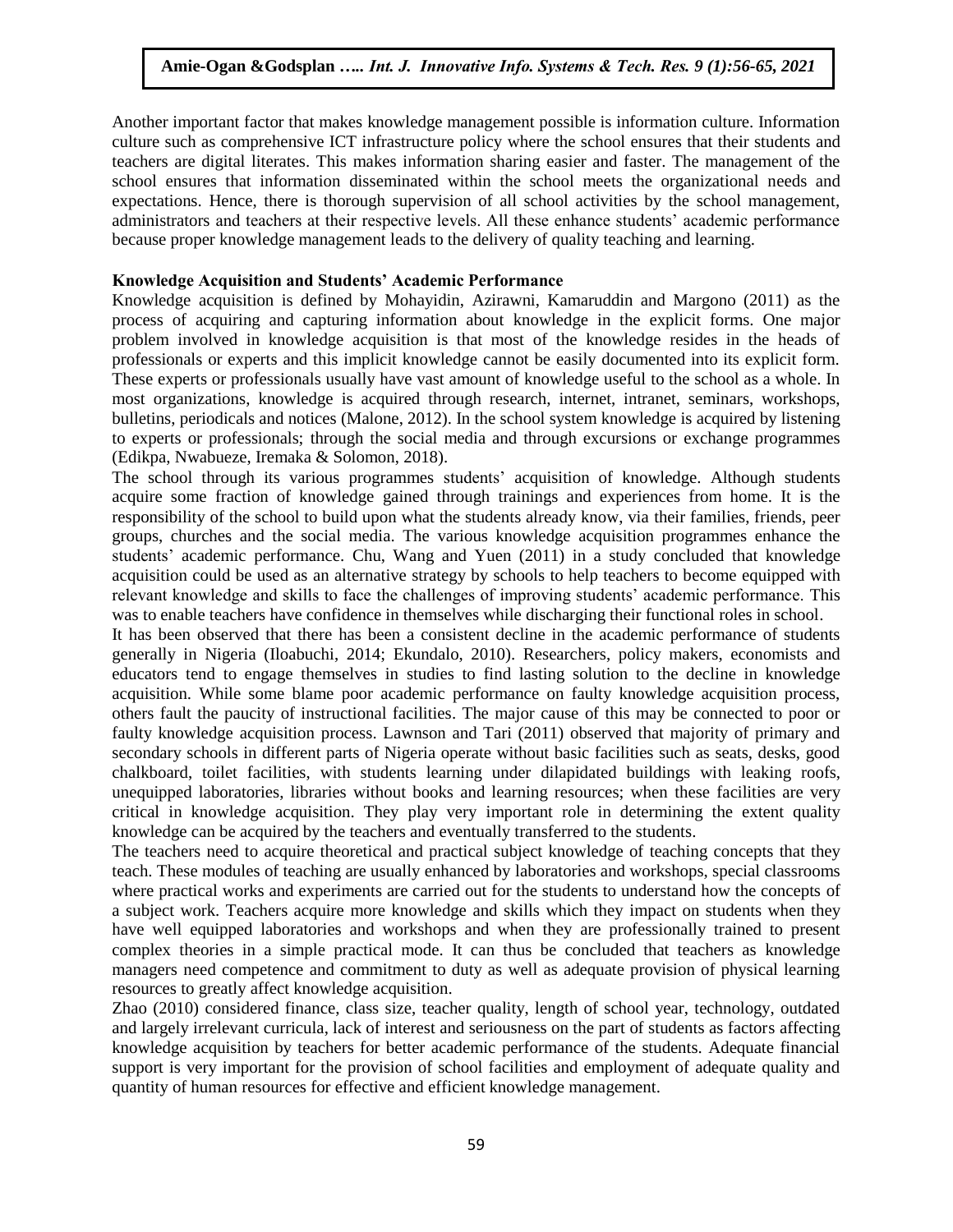Another important factor that makes knowledge management possible is information culture. Information culture such as comprehensive ICT infrastructure policy where the school ensures that their students and teachers are digital literates. This makes information sharing easier and faster. The management of the school ensures that information disseminated within the school meets the organizational needs and expectations. Hence, there is thorough supervision of all school activities by the school management, administrators and teachers at their respective levels. All these enhance students' academic performance because proper knowledge management leads to the delivery of quality teaching and learning.

### Knowledge Acquisition and Students' Academic Performance

Knowledge acquisition is defined by Mohayidin, Azirawni, Kamaruddin and Margono (2011) as the process of acquiring and capturing information about knowledge in the explicit forms. One major problem involved in knowledge acquisition is that most of the knowledge resides in the heads of professionals or experts and this implicit knowledge cannot be easily documented into its explicit form. These experts or professionals usually have vast amount of knowledge useful to the school as a whole. In most organizations, knowledge is acquired through research, internet, intranet, seminars, workshops, bulletins, periodicals and notices (Malone, 2012). In the school system knowledge is acquired by listening to experts or professionals; through the social media and through excursions or exchange programmes (Edikpa, Nwabueze, Iremaka & Solomon, 2018).

The school through its various programmes students' acquisition of knowledge. Although students acquire some fraction of knowledge gained through trainings and experiences from home. It is the responsibility of the school to build upon what the students already know, via their families, friends, peer groups, churches and the social media. The various knowledge acquisition programmes enhance the students' academic performance. Chu, Wang and Yuen (2011) in a study concluded that knowledge acquisition could be used as an alternative strategy by schools to help teachers to become equipped with relevant knowledge and skills to face the challenges of improving students' academic performance. This was to enable teachers have confidence in themselves while discharging their functional roles in school.

It has been observed that there has been a consistent decline in the academic performance of students generally in Nigeria (Iloabuchi, 2014; Ekundalo, 2010). Researchers, policy makers, economists and educators tend to engage themselves in studies to find lasting solution to the decline in knowledge acquisition. While some blame poor academic performance on faulty knowledge acquisition process, others fault the paucity of instructional facilities. The major cause of this may be connected to poor or faulty knowledge acquisition process. Lawnson and Tari (2011) observed that majority of primary and secondary schools in different parts of Nigeria operate without basic facilities such as seats, desks, good chalkboard, toilet facilities, with students learning under dilapidated buildings with leaking roofs, unequipped laboratories, libraries without books and learning resources; when these facilities are very critical in knowledge acquisition. They play very important role in determining the extent quality knowledge can be acquired by the teachers and eventually transferred to the students.

The teachers need to acquire theoretical and practical subject knowledge of teaching concepts that they teach. These modules of teaching are usually enhanced by laboratories and workshops, special classrooms where practical works and experiments are carried out for the students to understand how the concepts of a subject work. Teachers acquire more knowledge and skills which they impact on students when they have well equipped laboratories and workshops and when they are professionally trained to present complex theories in a simple practical mode. It can thus be concluded that teachers as knowledge managers need competence and commitment to duty as well as adequate provision of physical learning resources to greatly affect knowledge acquisition.

Zhao (2010) considered finance, class size, teacher quality, length of school year, technology, outdated and largely irrelevant curricula, lack of interest and seriousness on the part of students as factors affecting knowledge acquisition by teachers for better academic performance of the students. Adequate financial support is very important for the provision of school facilities and employment of adequate quality and quantity of human resources for effective and efficient knowledge management.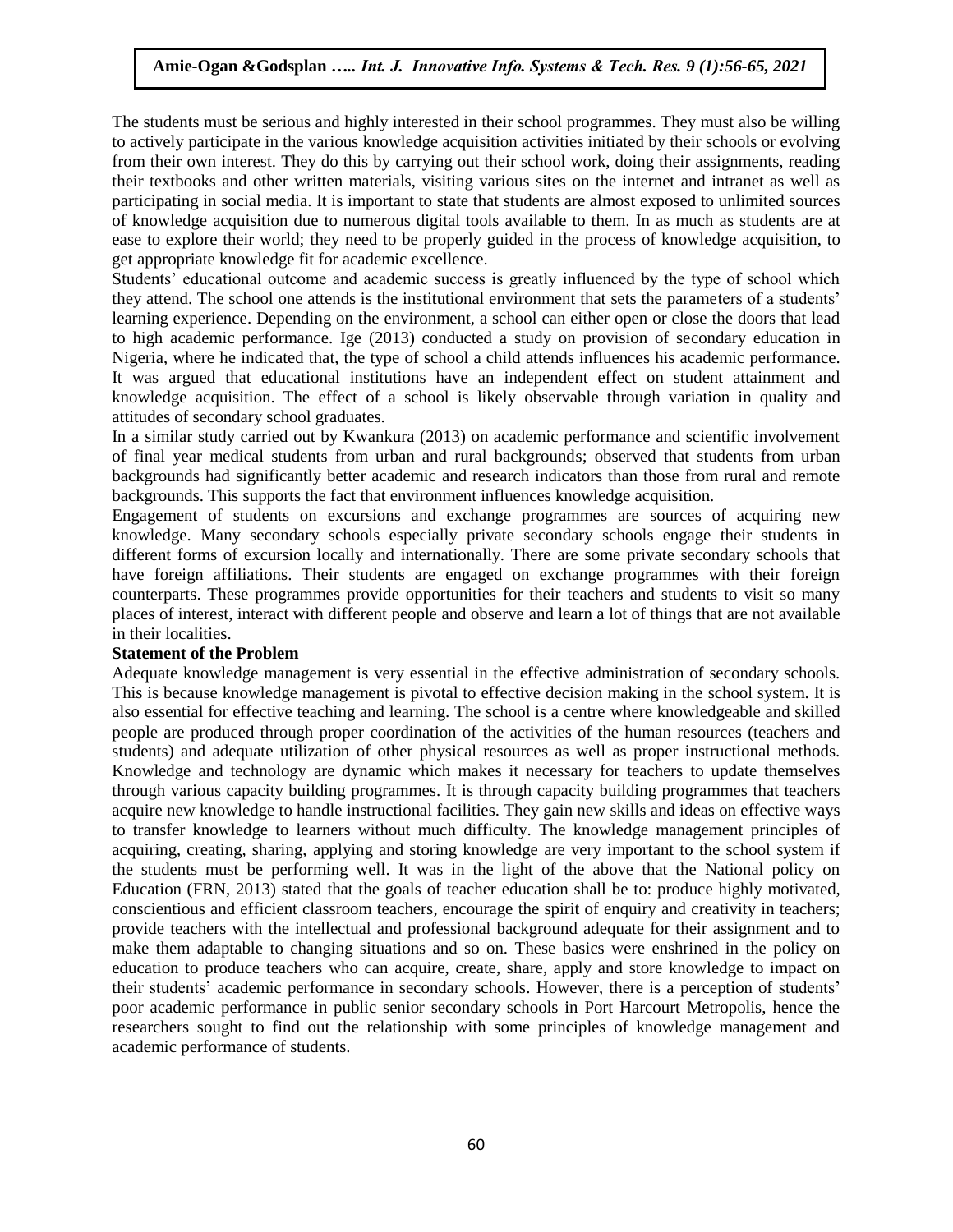The students must be serious and highly interested in their school programmes. They must also be willing to actively participate in the various knowledge acquisition activities initiated by their schools or evolving from their own interest. They do this by carrying out their school work, doing their assignments, reading their textbooks and other written materials, visiting various sites on the internet and intranet as well as participating in social media. It is important to state that students are almost exposed to unlimited sources of knowledge acquisition due to numerous digital tools available to them. In as much as students are at ease to explore their world; they need to be properly guided in the process of knowledge acquisition, to get appropriate knowledge fit for academic excellence.

Students' educational outcome and academic success is greatly influenced by the type of school which they attend. The school one attends is the institutional environment that sets the parameters of a students' learning experience. Depending on the environment, a school can either open or close the doors that lead to high academic performance. Ige (2013) conducted a study on provision of secondary education in Nigeria, where he indicated that, the type of school a child attends influences his academic performance. It was argued that educational institutions have an independent effect on student attainment and knowledge acquisition. The effect of a school is likely observable through variation in quality and attitudes of secondary school graduates.

In a similar study carried out by Kwankura (2013) on academic performance and scientific involvement of final year medical students from urban and rural backgrounds; observed that students from urban backgrounds had significantly better academic and research indicators than those from rural and remote backgrounds. This supports the fact that environment influences knowledge acquisition.

Engagement of students on excursions and exchange programmes are sources of acquiring new knowledge. Many secondary schools especially private secondary schools engage their students in different forms of excursion locally and internationally. There are some private secondary schools that have foreign affiliations. Their students are engaged on exchange programmes with their foreign counterparts. These programmes provide opportunities for their teachers and students to visit so many places of interest, interact with different people and observe and learn a lot of things that are not available in their localities.

**Statement of the Problem**

Adequate knowledge management is very essential in the effective administration of secondary schools. This is because knowledge management is pivotal to effective decision making in the school system. It is also essential for effective teaching and learning. The school is a centre where knowledgeable and skilled people are produced through proper coordination of the activities of the human resources (teachers and students) and adequate utilization of other physical resources as well as proper instructional methods. Knowledge and technology are dynamic which makes it necessary for teachers to update themselves through various capacity building programmes. It is through capacity building programmes that teachers acquire new knowledge to handle instructional facilities. They gain new skills and ideas on effective ways to transfer knowledge to learners without much difficulty. The knowledge management principles of acquiring, creating, sharing, applying and storing knowledge are very important to the school system if the students must be performing well. It was in the light of the above that the National policy on Education (FRN, 2013) stated that the goals of teacher education shall be to: produce highly motivated, conscientious and efficient classroom teachers, encourage the spirit of enquiry and creativity in teachers; provide teachers with the intellectual and professional background adequate for their assignment and to make them adaptable to changing situations and so on. These basics were enshrined in the policy on education to produce teachers who can acquire, create, share, apply and store knowledge to impact on their students' academic performance in secondary schools. However, there is a perception of students' poor academic performance in public senior secondary schools in Port Harcourt Metropolis, hence the researchers sought to find out the relationship with some principles of knowledge management and academic performance of students.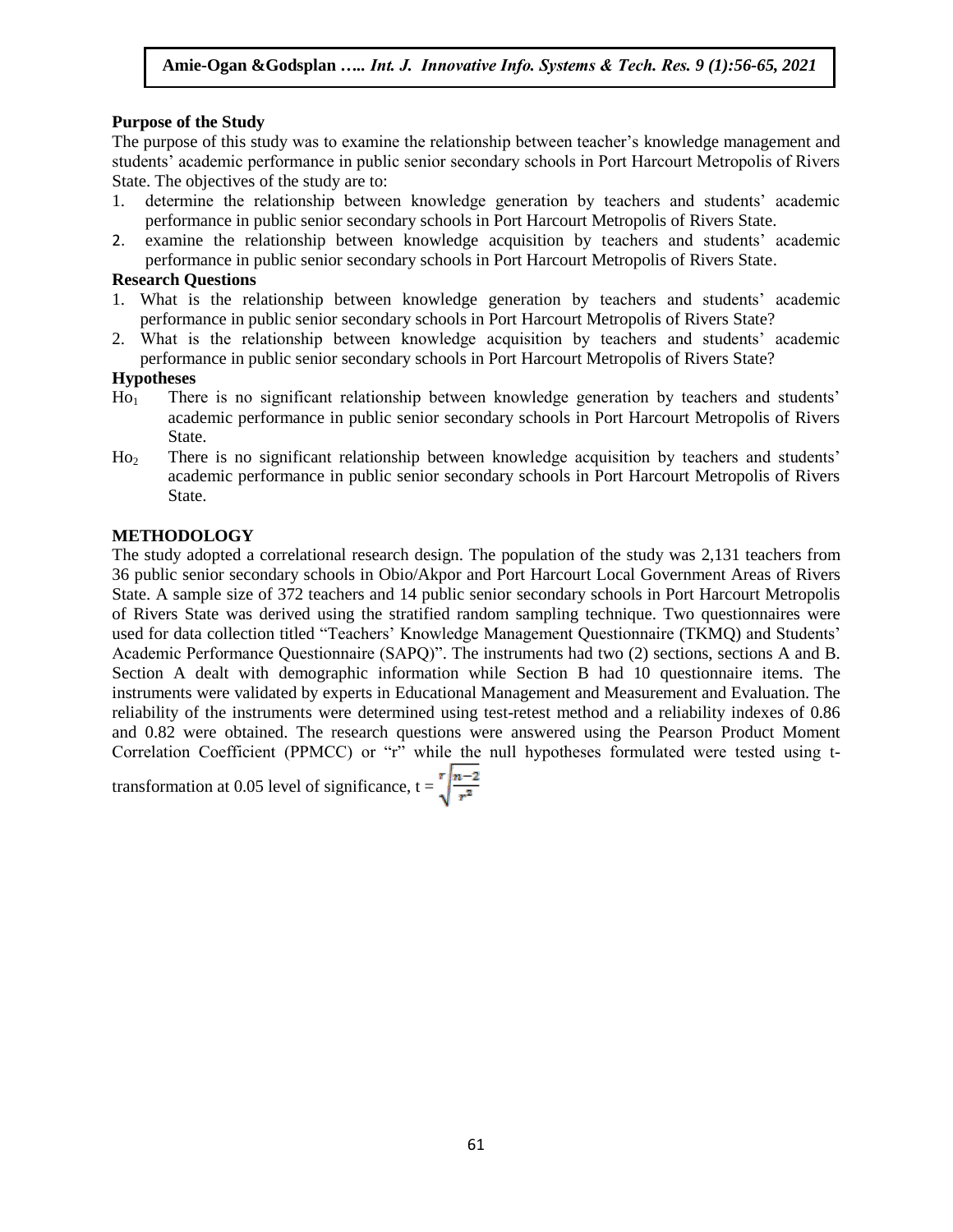**Purpose of the Study**

The purpose of this study was to examine the relationship between teacher's knowledge management and students' academic performance in public senior secondary schools in Port Harcourt Metropolis of Rivers State. The objectives of the study are to:

1. determine the relationship between knowledge generation by teachers and students' academic performance in public senior secondary schools in Port Harcourt Metropolis of Rivers State.
2. examine the relationship between knowledge acquisition by teachers and students' academic performance in public senior secondary schools in Port Harcourt Metropolis of Rivers State.

**Research Questions**

1. What is the relationship between knowledge generation by teachers and students' academic performance in public senior secondary schools in Port Harcourt Metropolis of Rivers State?
2. What is the relationship between knowledge acquisition by teachers and students' academic performance in public senior secondary schools in Port Harcourt Metropolis of Rivers State?

**Hypotheses**

$Ho_1$ There is no significant relationship between knowledge generation by teachers and students' academic performance in public senior secondary schools in Port Harcourt Metropolis of Rivers State.

$Ho_2$ There is no significant relationship between knowledge acquisition by teachers and students' academic performance in public senior secondary schools in Port Harcourt Metropolis of Rivers State.

## METHODOLOGY

The study adopted a correlational research design. The population of the study was 2,131 teachers from 36 public senior secondary schools in Obio/Akpor and Port Harcourt Local Government Areas of Rivers State. A sample size of 372 teachers and 14 public senior secondary schools in Port Harcourt Metropolis of Rivers State was derived using the stratified random sampling technique. Two questionnaires were used for data collection titled "Teachers' Knowledge Management Questionnaire (TKMQ) and Students' Academic Performance Questionnaire (SAPQ)". The instruments had two (2) sections, sections A and B. Section A dealt with demographic information while Section B had 10 questionnaire items. The instruments were validated by experts in Educational Management and Measurement and Evaluation. The reliability of the instruments were determined using test-retest method and a reliability indexes of 0.86 and 0.82 were obtained. The research questions were answered using the Pearson Product Moment Correlation Coefficient (PPMCC) or "r" while the null hypotheses formulated were tested using t-transformation at 0.05 level of significance, $t = r\sqrt{\frac{n-2}{r^2}}$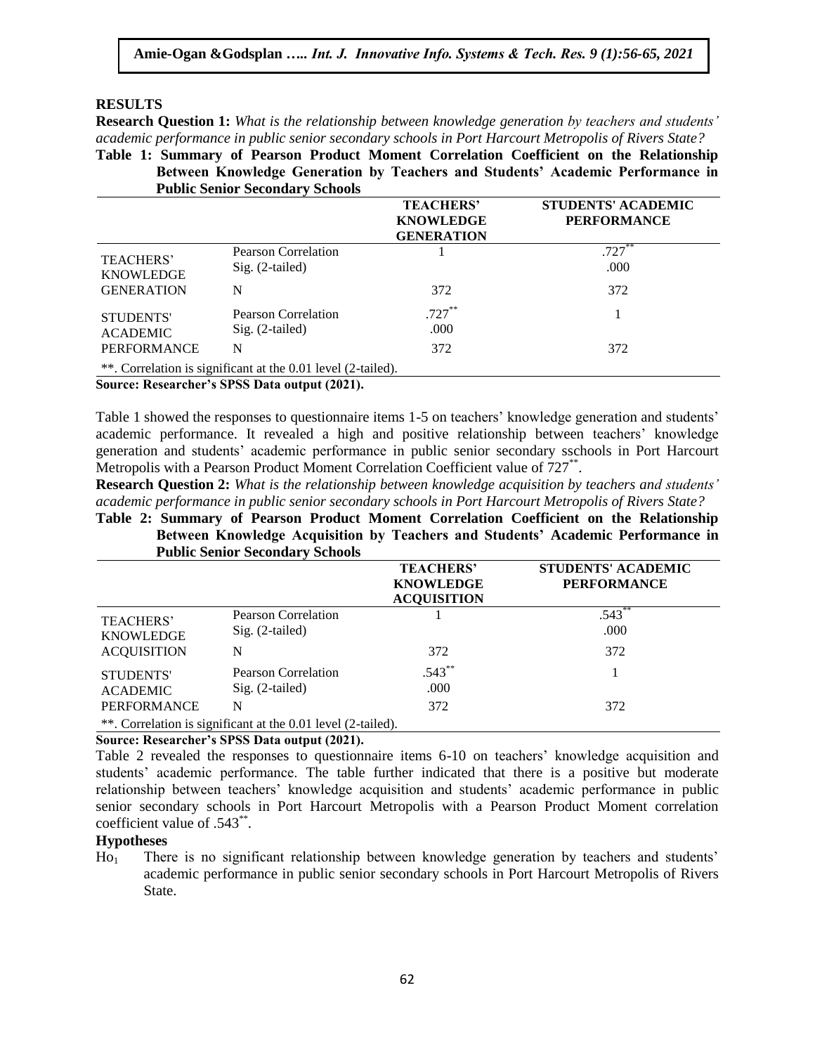## RESULTS

**Research Question 1:** *What is the relationship between knowledge generation by teachers and students' academic performance in public senior secondary schools in Port Harcourt Metropolis of Rivers State?*

**Table 1: Summary of Pearson Product Moment Correlation Coefficient on the Relationship Between Knowledge Generation by Teachers and Students' Academic Performance in Public Senior Secondary Schools**

| | | TEACHERS' KNOWLEDGE GENERATION | STUDENTS' ACADEMIC PERFORMANCE |
|---|---|---|---|
| TEACHERS' KNOWLEDGE GENERATION | Pearson Correlation | 1 | .727** |
| | Sig. (2-tailed) | | .000 |
| | N | 372 | 372 |
| STUDENTS' ACADEMIC PERFORMANCE | Pearson Correlation | .727** | 1 |
| | Sig. (2-tailed) | .000 | |
| | N | 372 | 372 |

**. Correlation is significant at the 0.01 level (2-tailed).

**Source: Researcher's SPSS Data output (2021).**

Table 1 showed the responses to questionnaire items 1-5 on teachers' knowledge generation and students' academic performance. It revealed a high and positive relationship between teachers' knowledge generation and students' academic performance in public senior secondary sschools in Port Harcourt Metropolis with a Pearson Product Moment Correlation Coefficient value of 727**.

**Research Question 2:** *What is the relationship between knowledge acquisition by teachers and students' academic performance in public senior secondary schools in Port Harcourt Metropolis of Rivers State?*

**Table 2: Summary of Pearson Product Moment Correlation Coefficient on the Relationship Between Knowledge Acquisition by Teachers and Students' Academic Performance in Public Senior Secondary Schools**

| | | TEACHERS' KNOWLEDGE ACQUISITION | STUDENTS' ACADEMIC PERFORMANCE |
|---|---|---|---|
| TEACHERS' KNOWLEDGE ACQUISITION | Pearson Correlation | 1 | .543** |
| | Sig. (2-tailed) | | .000 |
| | N | 372 | 372 |
| STUDENTS' ACADEMIC PERFORMANCE | Pearson Correlation | .543** | 1 |
| | Sig. (2-tailed) | .000 | |
| | N | 372 | 372 |

**. Correlation is significant at the 0.01 level (2-tailed).

**Source: Researcher's SPSS Data output (2021).**

Table 2 revealed the responses to questionnaire items 6-10 on teachers' knowledge acquisition and students' academic performance. The table further indicated that there is a positive but moderate relationship between teachers' knowledge acquisition and students' academic performance in public senior secondary schools in Port Harcourt Metropolis with a Pearson Product Moment correlation coefficient value of .543**.

### Hypotheses

$Ho_1$ There is no significant relationship between knowledge generation by teachers and students' academic performance in public senior secondary schools in Port Harcourt Metropolis of Rivers State.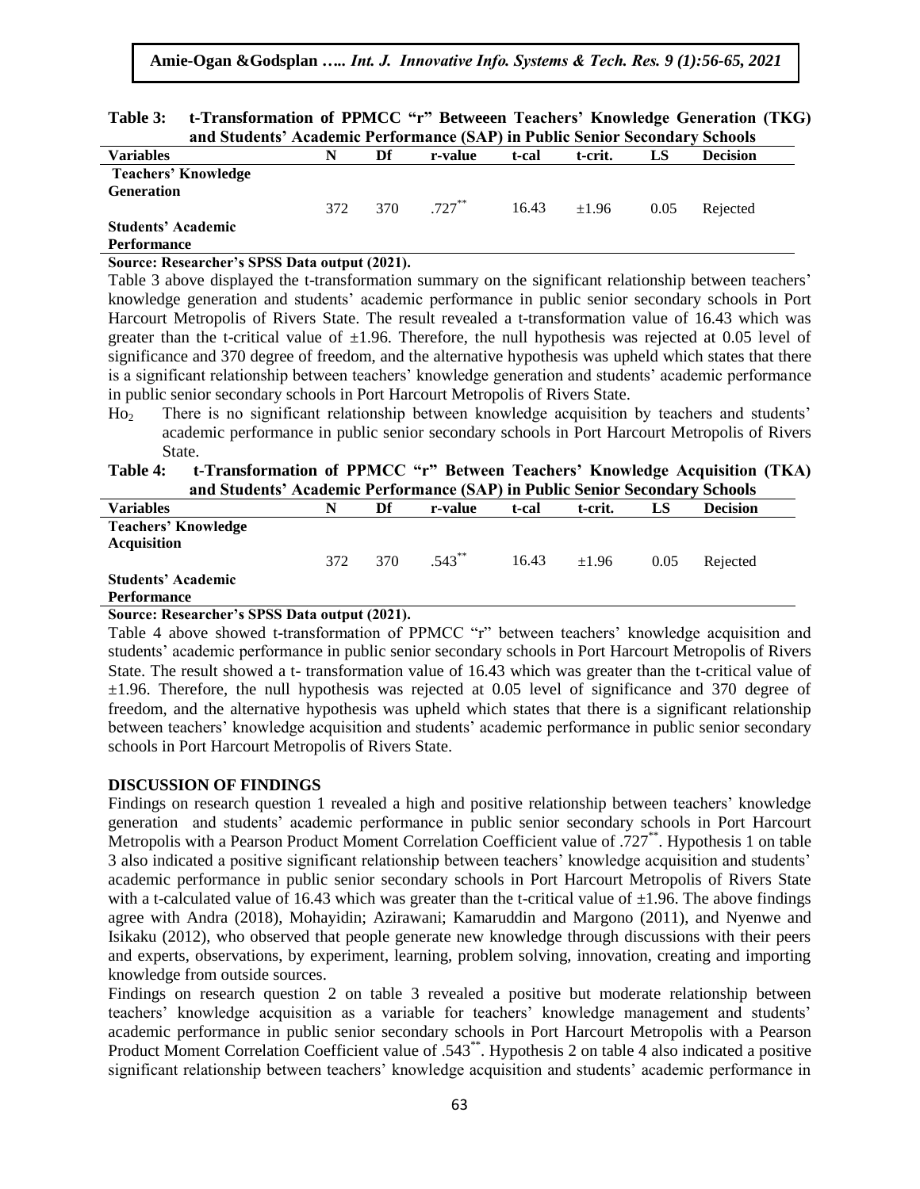**Table 3: t-Transformation of PPMCC "r" Betweeen Teachers' Knowledge Generation (TKG) and Students' Academic Performance (SAP) in Public Senior Secondary Schools**

| Variables | N | Df | r-value | t-cal | t-crit. | LS | Decision |
|---|---|---|---|---|---|---|---|
| **Teachers' Knowledge Generation** | 372 | 370 | $.727^{**}$ | 16.43 | ±1.96 | 0.05 | Rejected |
| **Students' Academic Performance** | | | | | | | |

**Source: Researcher's SPSS Data output (2021).**

Table 3 above displayed the t-transformation summary on the significant relationship between teachers' knowledge generation and students' academic performance in public senior secondary schools in Port Harcourt Metropolis of Rivers State. The result revealed a t-transformation value of 16.43 which was greater than the t-critical value of ±1.96. Therefore, the null hypothesis was rejected at 0.05 level of significance and 370 degree of freedom, and the alternative hypothesis was upheld which states that there is a significant relationship between teachers' knowledge generation and students' academic performance in public senior secondary schools in Port Harcourt Metropolis of Rivers State.

$Ho_2$ There is no significant relationship between knowledge acquisition by teachers and students' academic performance in public senior secondary schools in Port Harcourt Metropolis of Rivers State.

**Table 4: t-Transformation of PPMCC "r" Between Teachers' Knowledge Acquisition (TKA) and Students' Academic Performance (SAP) in Public Senior Secondary Schools**

| Variables | N | Df | r-value | t-cal | t-crit. | LS | Decision |
|---|---|---|---|---|---|---|---|
| **Teachers' Knowledge Acquisition** | 372 | 370 | $.543^{**}$ | 16.43 | ±1.96 | 0.05 | Rejected |
| **Students' Academic Performance** | | | | | | | |

**Source: Researcher's SPSS Data output (2021).**

Table 4 above showed t-transformation of PPMCC "r" between teachers' knowledge acquisition and students' academic performance in public senior secondary schools in Port Harcourt Metropolis of Rivers State. The result showed a t- transformation value of 16.43 which was greater than the t-critical value of ±1.96. Therefore, the null hypothesis was rejected at 0.05 level of significance and 370 degree of freedom, and the alternative hypothesis was upheld which states that there is a significant relationship between teachers' knowledge acquisition and students' academic performance in public senior secondary schools in Port Harcourt Metropolis of Rivers State.

## DISCUSSION OF FINDINGS

Findings on research question 1 revealed a high and positive relationship between teachers' knowledge generation and students' academic performance in public senior secondary schools in Port Harcourt Metropolis with a Pearson Product Moment Correlation Coefficient value of $.727^{**}$. Hypothesis 1 on table 3 also indicated a positive significant relationship between teachers' knowledge acquisition and students' academic performance in public senior secondary schools in Port Harcourt Metropolis of Rivers State with a t-calculated value of 16.43 which was greater than the t-critical value of ±1.96. The above findings agree with Andra (2018), Mohayidin; Azirawani; Kamaruddin and Margono (2011), and Nyenwe and Isikaku (2012), who observed that people generate new knowledge through discussions with their peers and experts, observations, by experiment, learning, problem solving, innovation, creating and importing knowledge from outside sources.

Findings on research question 2 on table 3 revealed a positive but moderate relationship between teachers' knowledge acquisition as a variable for teachers' knowledge management and students' academic performance in public senior secondary schools in Port Harcourt Metropolis with a Pearson Product Moment Correlation Coefficient value of $.543^{**}$. Hypothesis 2 on table 4 also indicated a positive significant relationship between teachers' knowledge acquisition and students' academic performance in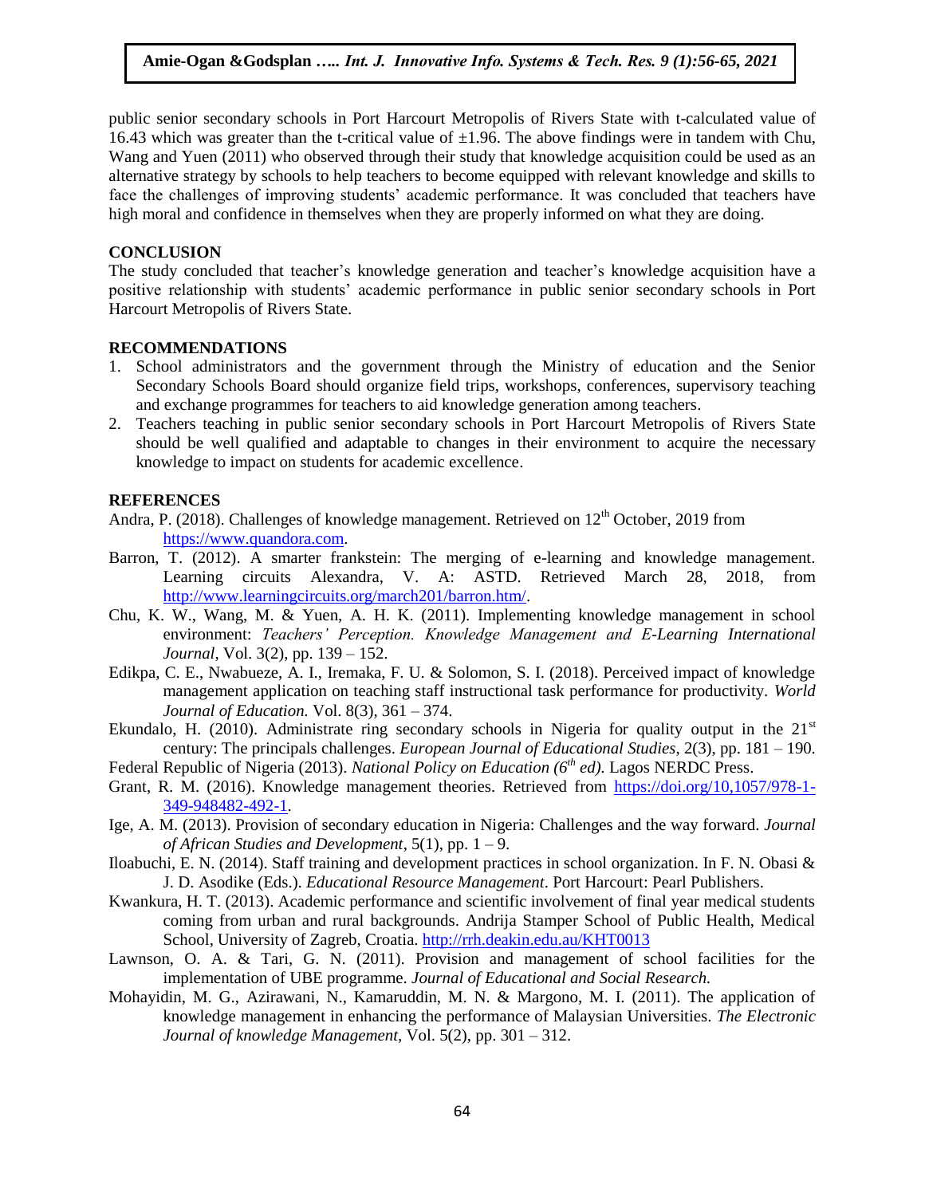public senior secondary schools in Port Harcourt Metropolis of Rivers State with t-calculated value of 16.43 which was greater than the t-critical value of ±1.96. The above findings were in tandem with Chu, Wang and Yuen (2011) who observed through their study that knowledge acquisition could be used as an alternative strategy by schools to help teachers to become equipped with relevant knowledge and skills to face the challenges of improving students' academic performance. It was concluded that teachers have high moral and confidence in themselves when they are properly informed on what they are doing.

## CONCLUSION

The study concluded that teacher's knowledge generation and teacher's knowledge acquisition have a positive relationship with students' academic performance in public senior secondary schools in Port Harcourt Metropolis of Rivers State.

## RECOMMENDATIONS

1. School administrators and the government through the Ministry of education and the Senior Secondary Schools Board should organize field trips, workshops, conferences, supervisory teaching and exchange programmes for teachers to aid knowledge generation among teachers.
2. Teachers teaching in public senior secondary schools in Port Harcourt Metropolis of Rivers State should be well qualified and adaptable to changes in their environment to acquire the necessary knowledge to impact on students for academic excellence.

## REFERENCES

Andra, P. (2018). Challenges of knowledge management. Retrieved on 12th October, 2019 from https://www.quandora.com.

Barron, T. (2012). A smarter frankstein: The merging of e-learning and knowledge management. Learning circuits Alexandra, V. A: ASTD. Retrieved March 28, 2018, from http://www.learningcircuits.org/march201/barron.htm/.

Chu, K. W., Wang, M. & Yuen, A. H. K. (2011). Implementing knowledge management in school environment: *Teachers' Perception. Knowledge Management and E-Learning International Journal*, Vol. 3(2), pp. 139 – 152.

Edikpa, C. E., Nwabueze, A. I., Iremaka, F. U. & Solomon, S. I. (2018). Perceived impact of knowledge management application on teaching staff instructional task performance for productivity. *World Journal of Education.* Vol. 8(3), 361 – 374.

Ekundalo, H. (2010). Administrate ring secondary schools in Nigeria for quality output in the 21st century: The principals challenges. *European Journal of Educational Studies*, 2(3), pp. 181 – 190.

Federal Republic of Nigeria (2013). *National Policy on Education (6th ed).* Lagos NERDC Press.

Grant, R. M. (2016). Knowledge management theories. Retrieved from https://doi.org/10,1057/978-1-349-948482-492-1.

Ige, A. M. (2013). Provision of secondary education in Nigeria: Challenges and the way forward. *Journal of African Studies and Development*, 5(1), pp. 1 – 9.

Iloabuchi, E. N. (2014). Staff training and development practices in school organization. In F. N. Obasi & J. D. Asodike (Eds.). *Educational Resource Management*. Port Harcourt: Pearl Publishers.

Kwankura, H. T. (2013). Academic performance and scientific involvement of final year medical students coming from urban and rural backgrounds. Andrija Stamper School of Public Health, Medical School, University of Zagreb, Croatia. http://rrh.deakin.edu.au/KHT0013

Lawnson, O. A. & Tari, G. N. (2011). Provision and management of school facilities for the implementation of UBE programme. *Journal of Educational and Social Research.*

Mohayidin, M. G., Azirawani, N., Kamaruddin, M. N. & Margono, M. I. (2011). The application of knowledge management in enhancing the performance of Malaysian Universities. *The Electronic Journal of knowledge Management*, Vol. 5(2), pp. 301 – 312.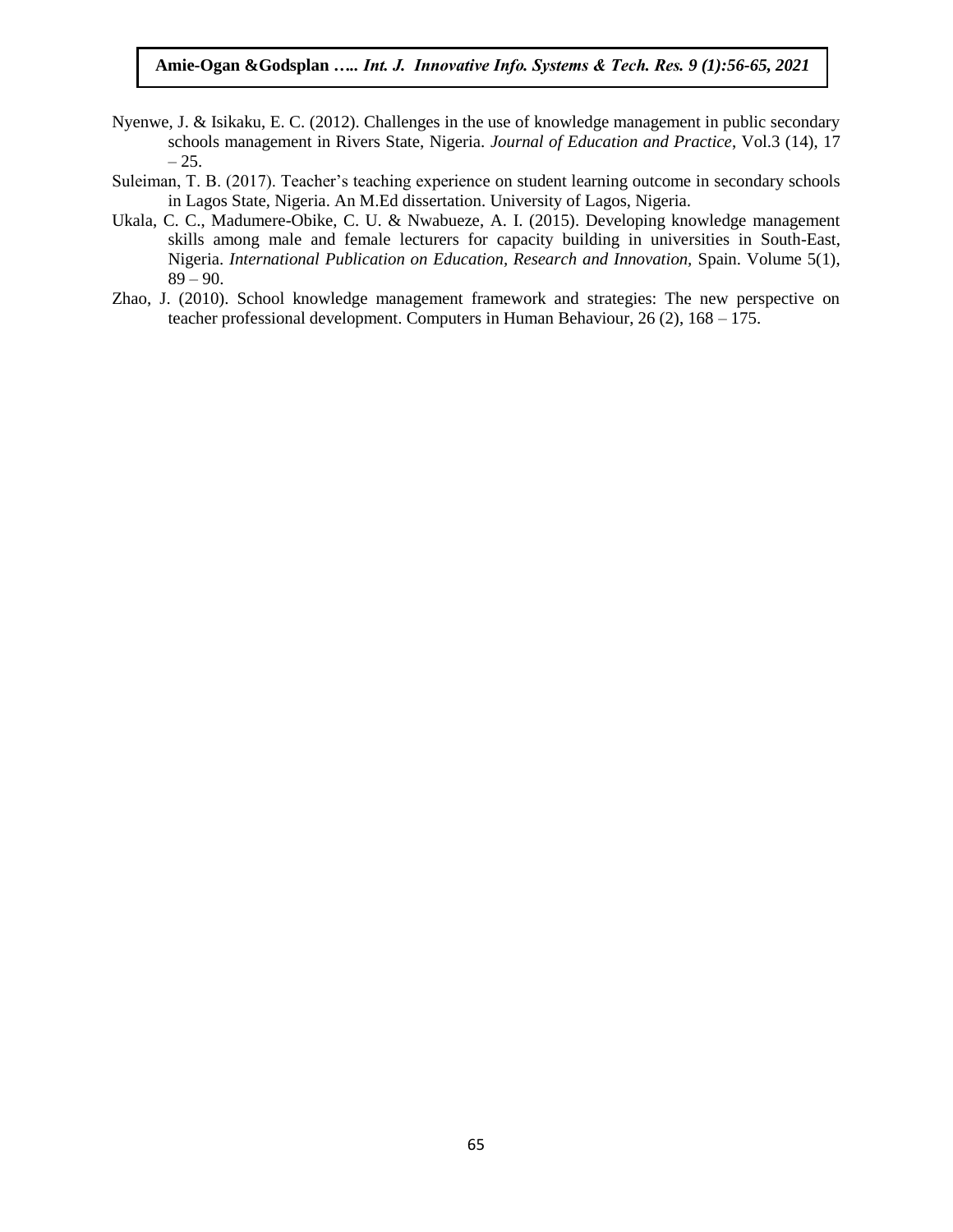Nyenwe, J. & Isikaku, E. C. (2012). Challenges in the use of knowledge management in public secondary schools management in Rivers State, Nigeria. *Journal of Education and Practice*, Vol.3 (14), 17 – 25.

Suleiman, T. B. (2017). Teacher's teaching experience on student learning outcome in secondary schools in Lagos State, Nigeria. An M.Ed dissertation. University of Lagos, Nigeria.

Ukala, C. C., Madumere-Obike, C. U. & Nwabueze, A. I. (2015). Developing knowledge management skills among male and female lecturers for capacity building in universities in South-East, Nigeria. *International Publication on Education, Research and Innovation,* Spain. Volume 5(1), 89 – 90.

Zhao, J. (2010). School knowledge management framework and strategies: The new perspective on teacher professional development. Computers in Human Behaviour, 26 (2), 168 – 175.